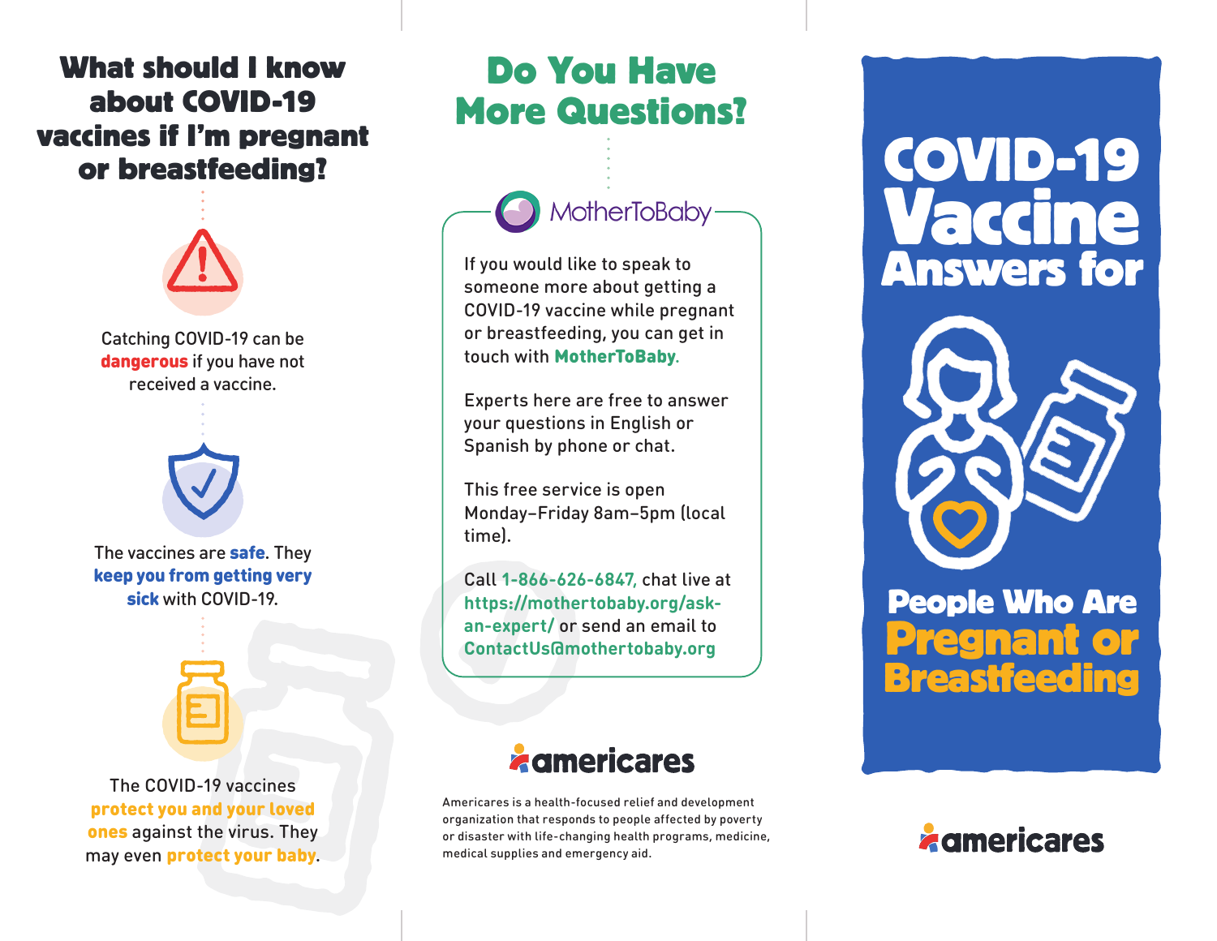# What should I know about COVID-19 vaccines if I'm pregnant or breastfeeding?

Catching COVID-19 can be **dangerous** if you have not received a vaccine.

The vaccines are **safe**. They **keep you from getting very sick** with COVID-19.

The COVID-19 vaccines **protect you and your loved ones** against the virus. They may even **protect your baby**.

# Do You Have More Questions?

## MotherToBaby

If you would like to speak to someone more about getting a COVID-19 vaccine while pregnant or breastfeeding, you can get in touch with **MotherToBaby**.

Experts here are free to answer your questions in English or Spanish by phone or chat.

This free service is open Monday–Friday 8am–5pm (local time).

Call **1-866-626-6847**, chat live at **https://mothertobaby.org/ask-an-expert/** or send an email to **ContactUs@mothertobaby.org**

**americares**

Americares is a health-focused relief and development organization that responds to people affected by poverty or disaster with life-changing health programs, medicine, medical supplies and emergency aid.

# COVID-19 Vaccine Answers for People Who Are Pregnant or Breastfeeding

**americares**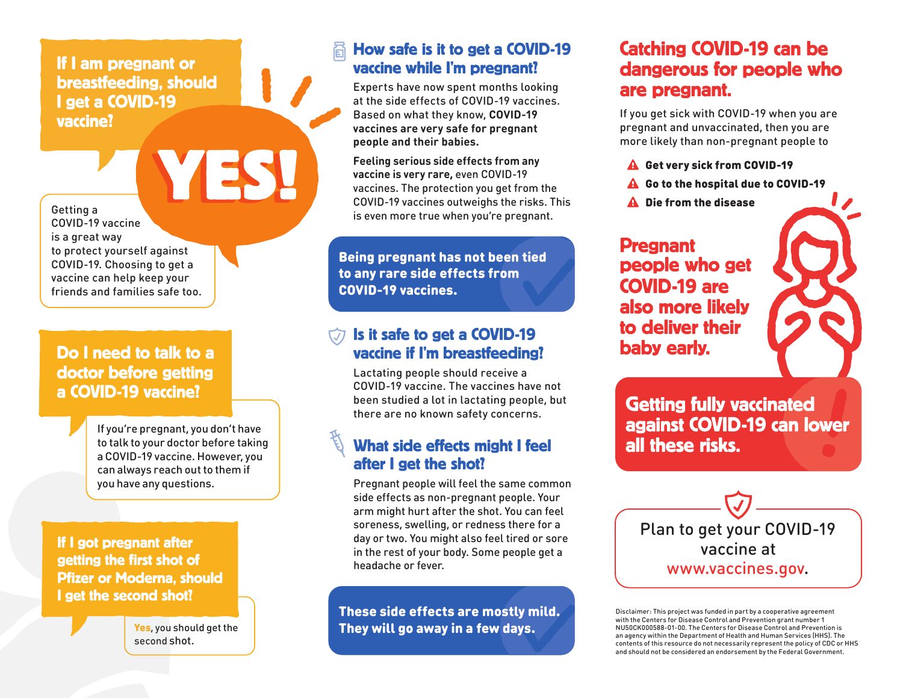## If I am pregnant or breastfeeding, should I get a COVID-19 vaccine?

**YES!**

Getting a COVID-19 vaccine is a great way to protect yourself against COVID-19. Choosing to get a vaccine can help keep your friends and families safe too.

## Do I need to talk to a doctor before getting a COVID-19 vaccine?

If you're pregnant, you don't have to talk to your doctor before taking a COVID-19 vaccine. However, you can always reach out to them if you have any questions.

## If I got pregnant after getting the first shot of Pfizer or Moderna, should I get the second shot?

**Yes**, you should get the second shot.

## How safe is it to get a COVID-19 vaccine while I'm pregnant?

Experts have now spent months looking at the side effects of COVID-19 vaccines. Based on what they know, **COVID-19 vaccines are very safe for pregnant people and their babies.**

**Feeling serious side effects from any vaccine is very rare,** even COVID-19 vaccines. The protection you get from the COVID-19 vaccines outweighs the risks. This is even more true when you're pregnant.

**Being pregnant has not been tied to any rare side effects from COVID-19 vaccines.**

## Is it safe to get a COVID-19 vaccine if I'm breastfeeding?

Lactating people should receive a COVID-19 vaccine. The vaccines have not been studied a lot in lactating people, but there are no known safety concerns.

## What side effects might I feel after I get the shot?

Pregnant people will feel the same common side effects as non-pregnant people. Your arm might hurt after the shot. You can feel soreness, swelling, or redness there for a day or two. You might also feel tired or sore in the rest of your body. Some people get a headache or fever.

**These side effects are mostly mild. They will go away in a few days.**

## Catching COVID-19 can be dangerous for people who are pregnant.

If you get sick with COVID-19 when you are pregnant and unvaccinated, then you are more likely than non-pregnant people to

- **Get very sick from COVID-19**
- **Go to the hospital due to COVID-19**
- **Die from the disease**

**Pregnant people who get COVID-19 are also more likely to deliver their baby early.**

**Getting fully vaccinated against COVID-19 can lower all these risks.**

Plan to get your COVID-19 vaccine at www.vaccines.gov.

Disclaimer: This project was funded in part by a cooperative agreement with the Centers for Disease Control and Prevention grant number 1 NU50CK000588-01-00. The Centers for Disease Control and Prevention is an agency within the Department of Health and Human Services (HHS). The contents of this resource do not necessarily represent the policy of CDC or HHS and should not be considered an endorsement by the Federal Government.